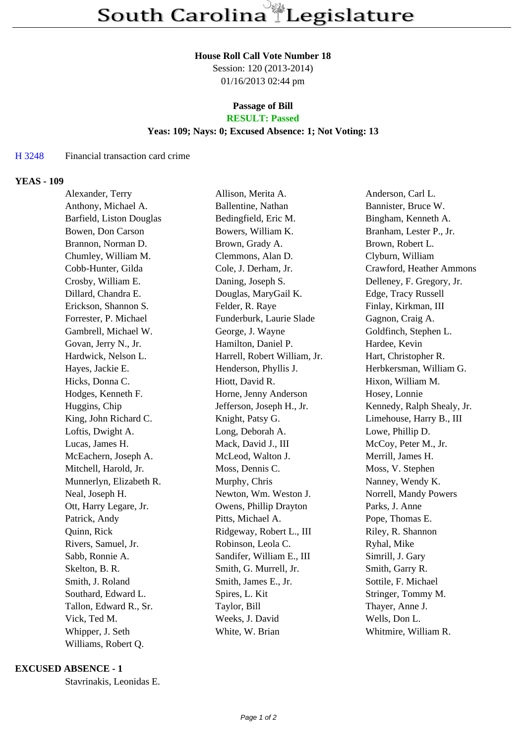# South Carolina Legislature

**House Roll Call Vote Number 18**
Session: 120 (2013-2014)
01/16/2013 02:44 pm

**Passage of Bill**
**RESULT: Passed**
**Yeas: 109; Nays: 0; Excused Absence: 1; Not Voting: 13**

H 3248 Financial transaction card crime

**YEAS - 109**

| | | |
|---|---|---|
| Alexander, Terry | Allison, Merita A. | Anderson, Carl L. |
| Anthony, Michael A. | Ballentine, Nathan | Bannister, Bruce W. |
| Barfield, Liston Douglas | Bedingfield, Eric M. | Bingham, Kenneth A. |
| Bowen, Don Carson | Bowers, William K. | Branham, Lester P., Jr. |
| Brannon, Norman D. | Brown, Grady A. | Brown, Robert L. |
| Chumley, William M. | Clemmons, Alan D. | Clyburn, William |
| Cobb-Hunter, Gilda | Cole, J. Derham, Jr. | Crawford, Heather Ammons |
| Crosby, William E. | Daning, Joseph S. | Delleney, F. Gregory, Jr. |
| Dillard, Chandra E. | Douglas, MaryGail K. | Edge, Tracy Russell |
| Erickson, Shannon S. | Felder, R. Raye | Finlay, Kirkman, III |
| Forrester, P. Michael | Funderburk, Laurie Slade | Gagnon, Craig A. |
| Gambrell, Michael W. | George, J. Wayne | Goldfinch, Stephen L. |
| Govan, Jerry N., Jr. | Hamilton, Daniel P. | Hardee, Kevin |
| Hardwick, Nelson L. | Harrell, Robert William, Jr. | Hart, Christopher R. |
| Hayes, Jackie E. | Henderson, Phyllis J. | Herbkersman, William G. |
| Hicks, Donna C. | Hiott, David R. | Hixon, William M. |
| Hodges, Kenneth F. | Horne, Jenny Anderson | Hosey, Lonnie |
| Huggins, Chip | Jefferson, Joseph H., Jr. | Kennedy, Ralph Shealy, Jr. |
| King, John Richard C. | Knight, Patsy G. | Limehouse, Harry B., III |
| Loftis, Dwight A. | Long, Deborah A. | Lowe, Phillip D. |
| Lucas, James H. | Mack, David J., III | McCoy, Peter M., Jr. |
| McEachern, Joseph A. | McLeod, Walton J. | Merrill, James H. |
| Mitchell, Harold, Jr. | Moss, Dennis C. | Moss, V. Stephen |
| Munnerlyn, Elizabeth R. | Murphy, Chris | Nanney, Wendy K. |
| Neal, Joseph H. | Newton, Wm. Weston J. | Norrell, Mandy Powers |
| Ott, Harry Legare, Jr. | Owens, Phillip Drayton | Parks, J. Anne |
| Patrick, Andy | Pitts, Michael A. | Pope, Thomas E. |
| Quinn, Rick | Ridgeway, Robert L., III | Riley, R. Shannon |
| Rivers, Samuel, Jr. | Robinson, Leola C. | Ryhal, Mike |
| Sabb, Ronnie A. | Sandifer, William E., III | Simrill, J. Gary |
| Skelton, B. R. | Smith, G. Murrell, Jr. | Smith, Garry R. |
| Smith, J. Roland | Smith, James E., Jr. | Sottile, F. Michael |
| Southard, Edward L. | Spires, L. Kit | Stringer, Tommy M. |
| Tallon, Edward R., Sr. | Taylor, Bill | Thayer, Anne J. |
| Vick, Ted M. | Weeks, J. David | Wells, Don L. |
| Whipper, J. Seth | White, W. Brian | Whitmire, William R. |
| Williams, Robert Q. | | |

**EXCUSED ABSENCE - 1**

Stavrinakis, Leonidas E.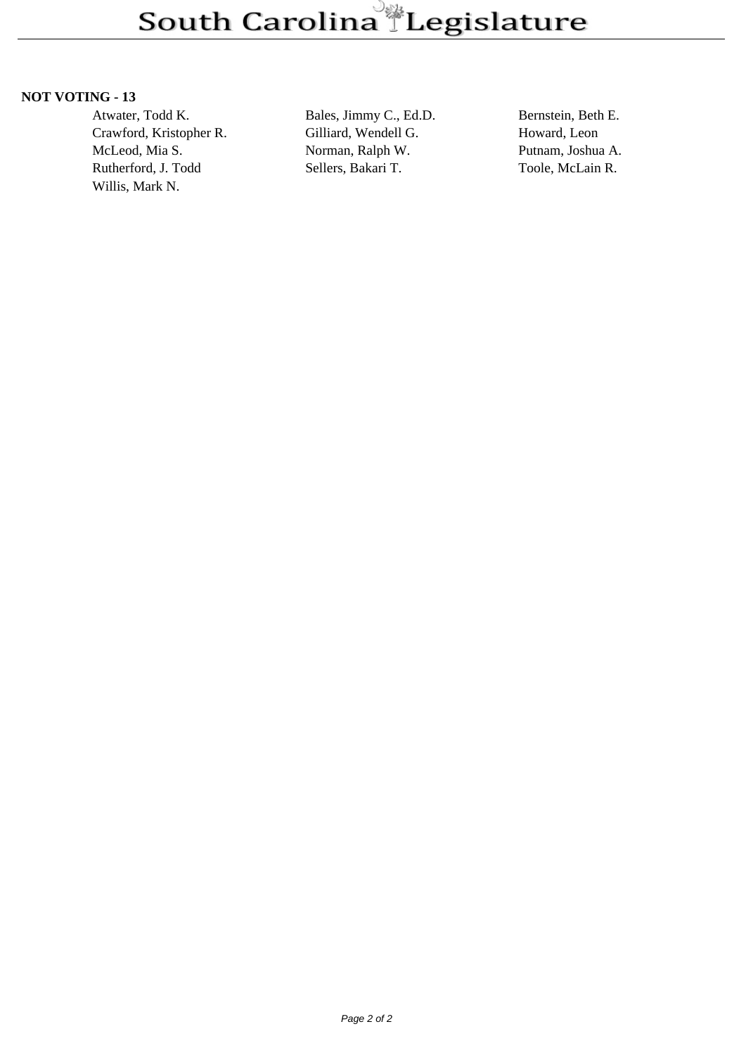**NOT VOTING - 13**

| | | |
|---|---|---|
| Atwater, Todd K. | Bales, Jimmy C., Ed.D. | Bernstein, Beth E. |
| Crawford, Kristopher R. | Gilliard, Wendell G. | Howard, Leon |
| McLeod, Mia S. | Norman, Ralph W. | Putnam, Joshua A. |
| Rutherford, J. Todd | Sellers, Bakari T. | Toole, McLain R. |
| Willis, Mark N. | | |